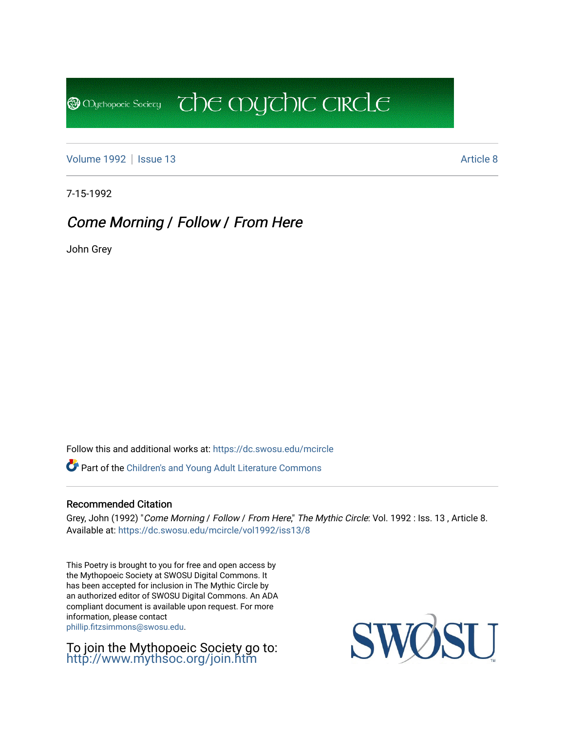Mythopoeic Society **The Mythic Circle**

Volume 1992 | Issue 13 Article 8

7-15-1992

# *Come Morning / Follow / From Here*

John Grey

Follow this and additional works at: https://dc.swosu.edu/mcircle

Part of the Children's and Young Adult Literature Commons

### Recommended Citation

Grey, John (1992) "*Come Morning / Follow / From Here*," *The Mythic Circle*: Vol. 1992 : Iss. 13 , Article 8. Available at: https://dc.swosu.edu/mcircle/vol1992/iss13/8

This Poetry is brought to you for free and open access by the Mythopoeic Society at SWOSU Digital Commons. It has been accepted for inclusion in The Mythic Circle by an authorized editor of SWOSU Digital Commons. An ADA compliant document is available upon request. For more information, please contact phillip.fitzsimmons@swosu.edu.

To join the Mythopoeic Society go to: http://www.mythsoc.org/join.htm

SWOSU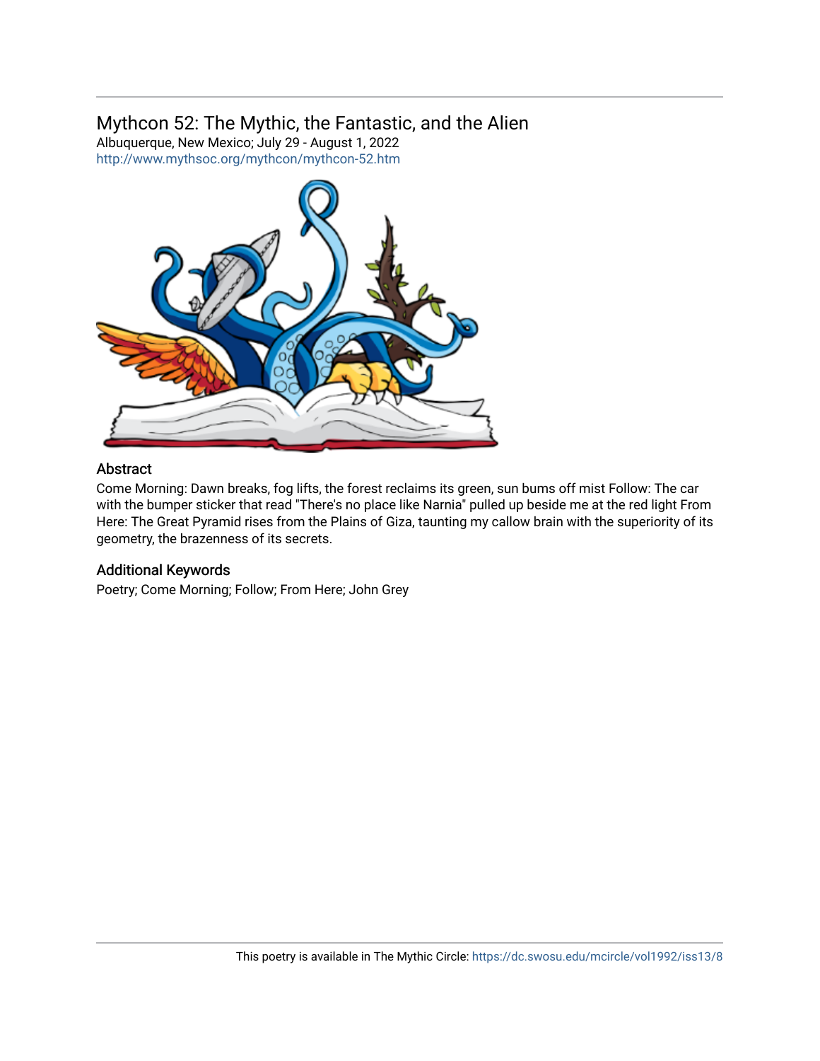## Mythcon 52: The Mythic, the Fantastic, and the Alien

Albuquerque, New Mexico; July 29 - August 1, 2022
http://www.mythsoc.org/mythcon/mythcon-52.htm

### Abstract

Come Morning: Dawn breaks, fog lifts, the forest reclaims its green, sun bums off mist Follow: The car with the bumper sticker that read "There's no place like Narnia" pulled up beside me at the red light From Here: The Great Pyramid rises from the Plains of Giza, taunting my callow brain with the superiority of its geometry, the brazenness of its secrets.

### Additional Keywords

Poetry; Come Morning; Follow; From Here; John Grey

This poetry is available in The Mythic Circle: https://dc.swosu.edu/mcircle/vol1992/iss13/8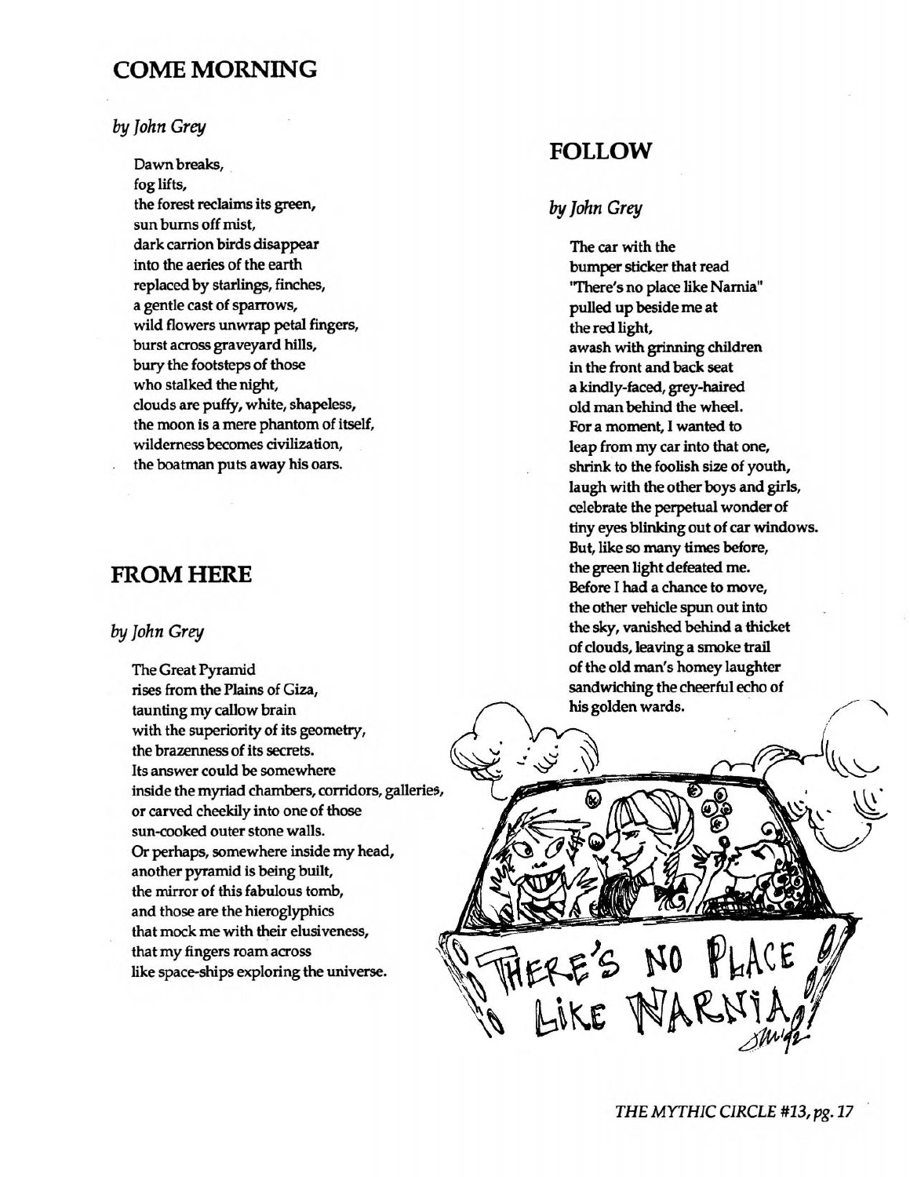## COME MORNING

*by John Grey*

Dawn breaks,
fog lifts,
the forest reclaims its green,
sun burns off mist,
dark carrion birds disappear
into the aeries of the earth
replaced by starlings, finches,
a gentle cast of sparrows,
wild flowers unwrap petal fingers,
burst across graveyard hills,
bury the footsteps of those
who stalked the night,
clouds are puffy, white, shapeless,
the moon is a mere phantom of itself,
wilderness becomes civilization,
the boatman puts away his oars.

## FROM HERE

*by John Grey*

The Great Pyramid
rises from the Plains of Giza,
taunting my callow brain
with the superiority of its geometry,
the brazenness of its secrets.
Its answer could be somewhere
inside the myriad chambers, corridors, galleries,
or carved cheekily into one of those
sun-cooked outer stone walls.
Or perhaps, somewhere inside my head,
another pyramid is being built,
the mirror of this fabulous tomb,
and those are the hieroglyphics
that mock me with their elusiveness,
that my fingers roam across
like space-ships exploring the universe.

## FOLLOW

*by John Grey*

The car with the
bumper sticker that read
"There's no place like Narnia"
pulled up beside me at
the red light,
awash with grinning children
in the front and back seat
a kindly-faced, grey-haired
old man behind the wheel.
For a moment, I wanted to
leap from my car into that one,
shrink to the foolish size of youth,
laugh with the other boys and girls,
celebrate the perpetual wonder of
tiny eyes blinking out of car windows.
But, like so many times before,
the green light defeated me.
Before I had a chance to move,
the other vehicle spun out into
the sky, vanished behind a thicket
of clouds, leaving a smoke trail
of the old man's homey laughter
sandwiching the cheerful echo of
his golden wards.